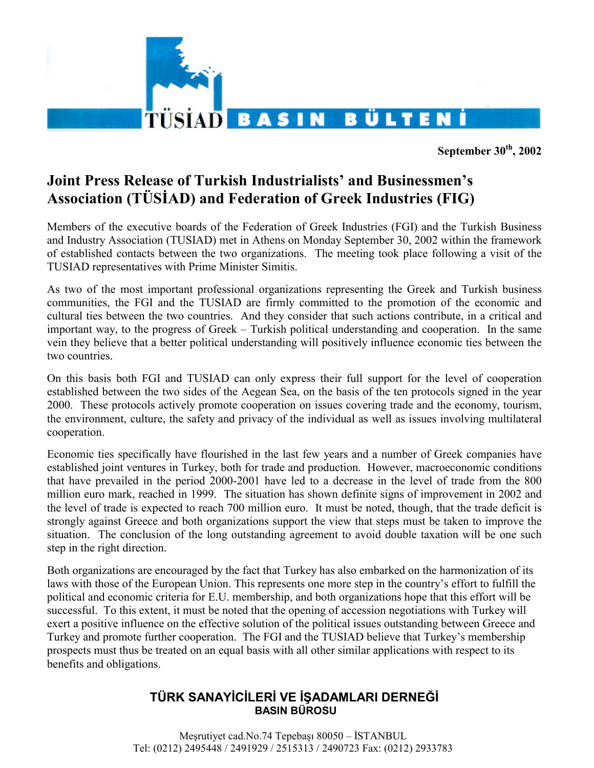TÜSİAD BASIN BÜLTENİ

**September 30th, 2002**

# Joint Press Release of Turkish Industrialists' and Businessmen's Association (TÜSİAD) and Federation of Greek Industries (FIG)

Members of the executive boards of the Federation of Greek Industries (FGI) and the Turkish Business and Industry Association (TUSIAD) met in Athens on Monday September 30, 2002 within the framework of established contacts between the two organizations. The meeting took place following a visit of the TUSIAD representatives with Prime Minister Simitis.

As two of the most important professional organizations representing the Greek and Turkish business communities, the FGI and the TUSIAD are firmly committed to the promotion of the economic and cultural ties between the two countries. And they consider that such actions contribute, in a critical and important way, to the progress of Greek – Turkish political understanding and cooperation. In the same vein they believe that a better political understanding will positively influence economic ties between the two countries.

On this basis both FGI and TUSIAD can only express their full support for the level of cooperation established between the two sides of the Aegean Sea, on the basis of the ten protocols signed in the year 2000. These protocols actively promote cooperation on issues covering trade and the economy, tourism, the environment, culture, the safety and privacy of the individual as well as issues involving multilateral cooperation.

Economic ties specifically have flourished in the last few years and a number of Greek companies have established joint ventures in Turkey, both for trade and production. However, macroeconomic conditions that have prevailed in the period 2000-2001 have led to a decrease in the level of trade from the 800 million euro mark, reached in 1999. The situation has shown definite signs of improvement in 2002 and the level of trade is expected to reach 700 million euro. It must be noted, though, that the trade deficit is strongly against Greece and both organizations support the view that steps must be taken to improve the situation. The conclusion of the long outstanding agreement to avoid double taxation will be one such step in the right direction.

Both organizations are encouraged by the fact that Turkey has also embarked on the harmonization of its laws with those of the European Union. This represents one more step in the country's effort to fulfill the political and economic criteria for E.U. membership, and both organizations hope that this effort will be successful. To this extent, it must be noted that the opening of accession negotiations with Turkey will exert a positive influence on the effective solution of the political issues outstanding between Greece and Turkey and promote further cooperation. The FGI and the TUSIAD believe that Turkey's membership prospects must thus be treated on an equal basis with all other similar applications with respect to its benefits and obligations.

**TÜRK SANAYİCİLERİ VE İŞADAMLARI DERNEĞİ**
**BASIN BÜROSU**

Meşrutiyet cad.No.74 Tepebaşı 80050 – İSTANBUL
Tel: (0212) 2495448 / 2491929 / 2515313 / 2490723 Fax: (0212) 2933783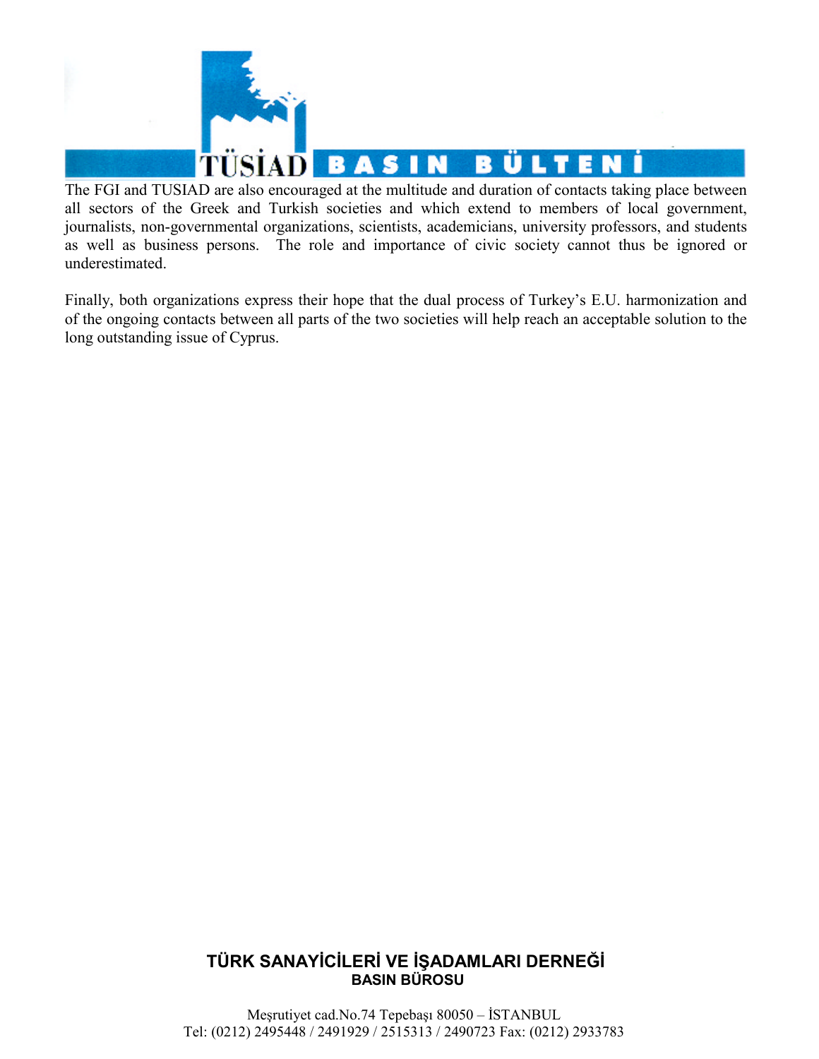The FGI and TUSIAD are also encouraged at the multitude and duration of contacts taking place between all sectors of the Greek and Turkish societies and which extend to members of local government, journalists, non-governmental organizations, scientists, academicians, university professors, and students as well as business persons. The role and importance of civic society cannot thus be ignored or underestimated.

Finally, both organizations express their hope that the dual process of Turkey's E.U. harmonization and of the ongoing contacts between all parts of the two societies will help reach an acceptable solution to the long outstanding issue of Cyprus.